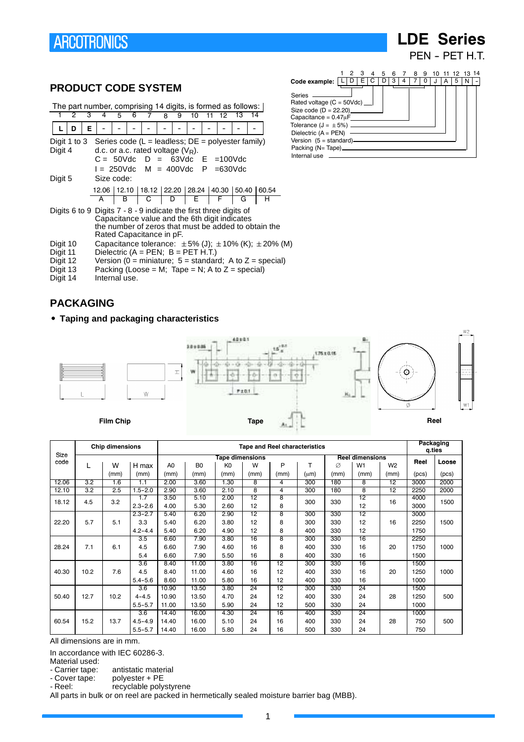# ARCOTRONICS

# LDE Series

PEN - PET H.T.

## PRODUCT CODE SYSTEM

The part number, comprising 14 digits, is formed as follows:

| 1 | 2 | 3 | 4 | 5 | 6 | 7 | 8 | 9 | 10 | 11 | 12 | 13 | 14 |
|---|---|---|---|---|---|---|---|---|---|---|---|---|---|
| L | D | E | - | - | - | - | - | - | - | - | - | - | - |

Digit 1 to 3 Series code (L = leadless; DE = polyester family)

Digit 4 d.c. or a.c. rated voltage ($V_R$).

C = 50Vdc D = 63Vdc E =100Vdc

I = 250Vdc M = 400Vdc P =630Vdc

Digit 5 Size code:

| 12.06 | 12.10 | 18.12 | 22.20 | 28.24 | 40.30 | 50.40 | 60.54 |
|---|---|---|---|---|---|---|---|
| A | B | C | D | E | F | G | H |

Digits 6 to 9 Digits 7 - 8 - 9 indicate the first three digits of Capacitance value and the 6th digit indicates the number of zeros that must be added to obtain the Rated Capacitance in pF.

Digit 10 Capacitance tolerance: ±5% (J); ±10% (K); ±20% (M)

Digit 11 Dielectric (A = PEN; B = PET H.T.)

Digit 12 Version (0 = miniature; 5 = standard; A to Z = special)

Digit 13 Packing (Loose = M; Tape = N; A to Z = special)

Digit 14 Internal use.

**Code example:**

| 1 | 2 | 3 | 4 | 5 | 6 | 7 | 8 | 9 | 10 | 11 | 12 | 13 | 14 |
|---|---|---|---|---|---|---|---|---|---|---|---|---|---|
| L | D | E | C | D | 3 | 4 | 7 | 0 | J | A | 5 | N | - |

- Series
- Rated voltage (C = 50Vdc)
- Size code (D = 22.20)
- Capacitance = 0.47µF
- Tolerance (J = ±5%)
- Dielectric (A = PEN)
- Version (5 = standard)
- Packing (N= Tape)
- Internal use

## PACKAGING

- **Taping and packaging characteristics**

**Film Chip** **Tape** **Reel**

| Size code | Chip dimensions | | | Tape and Reel characteristics | | | | | | | | | Packaging q.ties | |
|---|---|---|---|---|---|---|---|---|---|---|---|---|---|---|
| | | | | Tape dimensions | | | | | | Reel dimensions | | | | |
| | L | W | H max | A0 | B0 | K0 | W | P | T | ∅ | W1 | W2 | Reel | Loose |
| | | (mm) | (mm) | (mm) | (mm) | (mm) | (mm) | (mm) | (µm) | (mm) | (mm) | (mm) | (pcs) | (pcs) |
| 12.06 | 3.2 | 1.6 | 1.1 | 2.00 | 3.60 | 1.30 | 8 | 4 | 300 | 180 | 8 | 12 | 3000 | 2000 |
| 12.10 | 3.2 | 2.5 | 1.5–2.0 | 2.90 | 3.60 | 2.10 | 8 | 4 | 300 | 180 | 8 | 12 | 2250 | 2000 |
| 18.12 | 4.5 | 3.2 | 1.7 | 3.50 | 5.10 | 2.00 | 12 | 8 | 300 | 330 | 12 | 16 | 4000 | 1500 |
| | | | 2.3–2.6 | 4.00 | 5.30 | 2.60 | 12 | 8 | | | 12 | | 3000 | |
| 22.20 | 5.7 | 5.1 | 2.3–2.7 | 5.40 | 6.20 | 2.90 | 12 | 8 | 300 | 330 | 12 | 16 | 3000 | 1500 |
| | | | 3.3 | 5.40 | 6.20 | 3.80 | 12 | 8 | 300 | 330 | 12 | | 2250 | |
| | | | 4.2–4.4 | 5.40 | 6.20 | 4.90 | 12 | 8 | 400 | 330 | 12 | | 1750 | |
| 28.24 | 7.1 | 6.1 | 3.5 | 6.60 | 7.90 | 3.80 | 16 | 8 | 300 | 330 | 16 | 20 | 2250 | 1000 |
| | | | 4.5 | 6.60 | 7.90 | 4.60 | 16 | 8 | 400 | 330 | 16 | | 1750 | |
| | | | 5.4 | 6.60 | 7.90 | 5.50 | 16 | 8 | 400 | 330 | 16 | | 1500 | |
| 40.30 | 10.2 | 7.6 | 3.6 | 8.40 | 11.00 | 3.80 | 16 | 12 | 300 | 330 | 16 | 20 | 1500 | 1000 |
| | | | 4.5 | 8.40 | 11.00 | 4.60 | 16 | 12 | 400 | 330 | 16 | | 1250 | |
| | | | 5.4–5.6 | 8.60 | 11.00 | 5.80 | 16 | 12 | 400 | 330 | 16 | | 1000 | |
| 50.40 | 12.7 | 10.2 | 3.6 | 10.90 | 13.50 | 3.80 | 24 | 12 | 300 | 330 | 24 | 28 | 1500 | 500 |
| | | | 4–4.5 | 10.90 | 13.50 | 4.70 | 24 | 12 | 400 | 330 | 24 | | 1250 | |
| | | | 5.5–5.7 | 11.00 | 13.50 | 5.90 | 24 | 12 | 500 | 330 | 24 | | 1000 | |
| 60.54 | 15.2 | 13.7 | 3.6 | 14.40 | 16.00 | 4.30 | 24 | 16 | 400 | 330 | 24 | 28 | 1000 | 500 |
| | | | 4.5–4.9 | 14.40 | 16.00 | 5.10 | 24 | 16 | 400 | 330 | 24 | | 750 | |
| | | | 5.5–5.7 | 14.40 | 16.00 | 5.80 | 24 | 16 | 500 | 330 | 24 | | 750 | |

All dimensions are in mm.

In accordance with IEC 60286-3.

Material used:

- Carrier tape: antistatic material
- Cover tape: polyester + PE
- Reel: recyclable polystyrene

All parts in bulk or on reel are packed in hermetically sealed moisture barrier bag (MBB).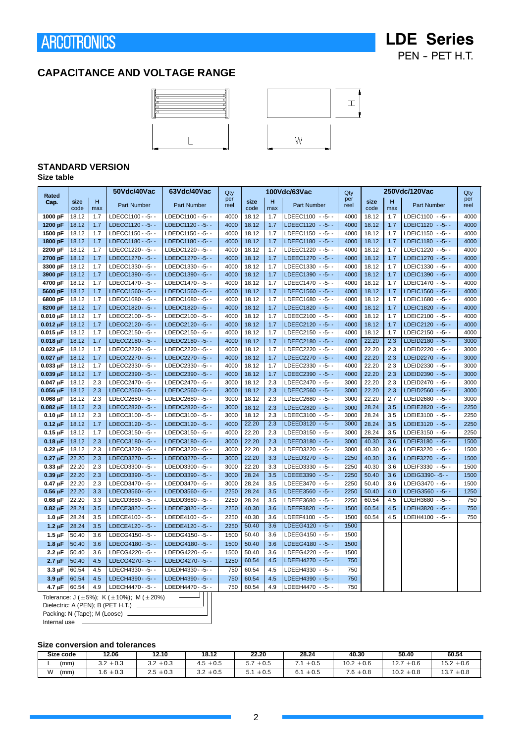# CAPACITANCE AND VOLTAGE RANGE

## STANDARD VERSION

### Size table

| Rated Cap. | 50Vdc/40Vac size code | H max | 50Vdc/40Vac Part Number | 63Vdc/40Vac Part Number | Qty per reel | 100Vdc/63Vac size code | H max | Part Number | Qty per reel | 250Vdc/120Vac size code | H max | Part Number | Qty per reel |
|---|---|---|---|---|---|---|---|---|---|---|---|---|---|
| 1000 pF | 18.12 | 1.7 | LDECC1100 - -5- - | LDEDC1100 - -5- - | 4000 | 18.12 | 1.7 | LDEEC1100 - -5- - | 4000 | 18.12 | 1.7 | LDEIC1100 - -5- - | 4000 |
| 1200 pF | 18.12 | 1.7 | LDECC1120 - -5- - | LDEDC1120 - -5- - | 4000 | 18.12 | 1.7 | LDEEC1120 - -5- - | 4000 | 18.12 | 1.7 | LDEIC1120 - -5- - | 4000 |
| 1500 pF | 18.12 | 1.7 | LDECC1150 - -5- - | LDEDC1150 - -5- - | 4000 | 18.12 | 1.7 | LDEEC1150 - -5- - | 4000 | 18.12 | 1.7 | LDEIC1150 - -5- - | 4000 |
| 1800 pF | 18.12 | 1.7 | LDECC1180 - -5- - | LDEDC1180 - -5- - | 4000 | 18.12 | 1.7 | LDEEC1180 - -5- - | 4000 | 18.12 | 1.7 | LDEIC1180 - -5- - | 4000 |
| 2200 pF | 18.12 | 1.7 | LDECC1220 - -5- - | LDEDC1220 - -5- - | 4000 | 18.12 | 1.7 | LDEEC1220 - -5- - | 4000 | 18.12 | 1.7 | LDEIC1220 - -5- - | 4000 |
| 2700 pF | 18.12 | 1.7 | LDECC1270 - -5- - | LDEDC1270 - -5- - | 4000 | 18.12 | 1.7 | LDEEC1270 - -5- - | 4000 | 18.12 | 1.7 | LDEIC1270 - -5- - | 4000 |
| 3300 pF | 18.12 | 1.7 | LDECC1330 - -5- - | LDEDC1330 - -5- - | 4000 | 18.12 | 1.7 | LDEEC1330 - -5- - | 4000 | 18.12 | 1.7 | LDEIC1330 - -5- - | 4000 |
| 3900 pF | 18.12 | 1.7 | LDECC1390 - -5- - | LDEDC1390 - -5- - | 4000 | 18.12 | 1.7 | LDEEC1390 - -5- - | 4000 | 18.12 | 1.7 | LDEIC1390 - -5- - | 4000 |
| 4700 pF | 18.12 | 1.7 | LDECC1470 - -5- - | LDEDC1470 - -5- - | 4000 | 18.12 | 1.7 | LDEEC1470 - -5- - | 4000 | 18.12 | 1.7 | LDEIC1470 - -5- - | 4000 |
| 5600 pF | 18.12 | 1.7 | LDECC1560 - -5- - | LDEDC1560 - -5- - | 4000 | 18.12 | 1.7 | LDEEC1560 - -5- - | 4000 | 18.12 | 1.7 | LDEIC1560 - -5- - | 4000 |
| 6800 pF | 18.12 | 1.7 | LDECC1680 - -5- - | LDEDC1680 - -5- - | 4000 | 18.12 | 1.7 | LDEEC1680 - -5- - | 4000 | 18.12 | 1.7 | LDEIC1680 - -5- - | 4000 |
| 8200 pF | 18.12 | 1.7 | LDECC1820 - -5- - | LDEDC1820 - -5- - | 4000 | 18.12 | 1.7 | LDEEC1820 - -5- - | 4000 | 18.12 | 1.7 | LDEIC1820 - -5- - | 4000 |
| 0.010 µF | 18.12 | 1.7 | LDECC2100 - -5- - | LDEDC2100 - -5- - | 4000 | 18.12 | 1.7 | LDEEC2100 - -5- - | 4000 | 18.12 | 1.7 | LDEIC2100 - -5- - | 4000 |
| 0.012 µF | 18.12 | 1.7 | LDECC2120 - -5- - | LDEDC2120 - -5- - | 4000 | 18.12 | 1.7 | LDEEC2120 - -5- - | 4000 | 18.12 | 1.7 | LDEIC2120 - -5- - | 4000 |
| 0.015 µF | 18.12 | 1.7 | LDECC2150 - -5- - | LDEDC2150 - -5- - | 4000 | 18.12 | 1.7 | LDEEC2150 - -5- - | 4000 | 18.12 | 1.7 | LDEIC2150 - -5- - | 4000 |
| 0.018 µF | 18.12 | 1.7 | LDECC2180 - -5- - | LDEDC2180 - -5- - | 4000 | 18.12 | 1.7 | LDEEC2180 - -5- - | 4000 | 22.20 | 2.3 | LDEID2180 - -5- - | 3000 |
| 0.022 µF | 18.12 | 1.7 | LDECC2220 - -5- - | LDEDC2220 - -5- - | 4000 | 18.12 | 1.7 | LDEEC2220 - -5- - | 4000 | 22.20 | 2.3 | LDEID2220 - -5- - | 3000 |
| 0.027 µF | 18.12 | 1.7 | LDECC2270 - -5- - | LDEDC2270 - -5- - | 4000 | 18.12 | 1.7 | LDEEC2270 - -5- - | 4000 | 22.20 | 2.3 | LDEID2270 - -5- - | 3000 |
| 0.033 µF | 18.12 | 1.7 | LDECC2330 - -5- - | LDEDC2330 - -5- - | 4000 | 18.12 | 1.7 | LDEEC2330 - -5- - | 4000 | 22.20 | 2.3 | LDEID2330 - -5- - | 3000 |
| 0.039 µF | 18.12 | 1.7 | LDECC2390 - -5- - | LDEDC2390 - -5- - | 4000 | 18.12 | 1.7 | LDEEC2390 - -5- - | 4000 | 22.20 | 2.3 | LDEID2390 - -5- - | 3000 |
| 0.047 µF | 18.12 | 2.3 | LDECC2470 - -5- - | LDEDC2470 - -5- - | 3000 | 18.12 | 2.3 | LDEEC2470 - -5- - | 3000 | 22.20 | 2.3 | LDEID2470 - -5- - | 3000 |
| 0.056 µF | 18.12 | 2.3 | LDECC2560 - -5- - | LDEDC2560 - -5- - | 3000 | 18.12 | 2.3 | LDEEC2560 - -5- - | 3000 | 22.20 | 2.3 | LDEID2560 - -5- - | 3000 |
| 0.068 µF | 18.12 | 2.3 | LDECC2680 - -5- - | LDEDC2680 - -5- - | 3000 | 18.12 | 2.3 | LDEEC2680 - -5- - | 3000 | 22.20 | 2.7 | LDEID2680 - -5- - | 3000 |
| 0.082 µF | 18.12 | 2.3 | LDECC2820 - -5- - | LDEDC2820 - -5- - | 3000 | 18.12 | 2.3 | LDEEC2820 - -5- - | 3000 | 28.24 | 3.5 | LDEIE2820 - -5- - | 2250 |
| 0.10 µF | 18.12 | 2.3 | LDECC3100 - -5- - | LDEDC3100 - -5- - | 3000 | 18.12 | 2.3 | LDEEC3100 - -5- - | 3000 | 28.24 | 3.5 | LDEIE3100 - -5- - | 2250 |
| 0.12 µF | 18.12 | 1.7 | LDECC3120 - -5- - | LDEDC3120 - -5- - | 4000 | 22.20 | 2.3 | LDEED3120 - -5- - | 3000 | 28.24 | 3.5 | LDEIE3120 - -5- - | 2250 |
| 0.15 µF | 18.12 | 1.7 | LDECC3150 - -5- - | LDEDC3150 - -5- - | 4000 | 22.20 | 2.3 | LDEED3150 - -5- - | 3000 | 28.24 | 3.5 | LDEIE3150 - -5- - | 2250 |
| 0.18 µF | 18.12 | 2.3 | LDECC3180 - -5- - | LDEDC3180 - -5- - | 3000 | 22.20 | 2.3 | LDEED3180 - -5- - | 3000 | 40.30 | 3.6 | LDEIF3180 - -5- - | 1500 |
| 0.22 µF | 18.12 | 2.3 | LDECC3220 - -5- - | LDEDC3220 - -5- - | 3000 | 22.20 | 2.3 | LDEED3220 - -5- - | 3000 | 40.30 | 3.6 | LDEIF3220 - -5- - | 1500 |
| 0.27 µF | 22.20 | 2.3 | LDECD3270 - -5- - | LDEDD3270 - -5- - | 3000 | 22.20 | 3.3 | LDEED3270 - -5- - | 2250 | 40.30 | 3.6 | LDEIF3270 - -5- - | 1500 |
| 0.33 µF | 22.20 | 2.3 | LDECD3300 - -5- - | LDEDD3300 - -5- - | 3000 | 22.20 | 3.3 | LDEED3330 - -5- - | 2250 | 40.30 | 3.6 | LDEIF3330 - -5- - | 1500 |
| 0.39 µF | 22.20 | 2.3 | LDECD3390 - -5- - | LDEDD3390 - -5- - | 3000 | 28.24 | 3.5 | LDEEE3390 - -5- - | 2250 | 50.40 | 3.6 | LDEIG3390- -5- - | 1500 |
| 0.47 µF | 22.20 | 2.3 | LDECD3470 - -5- - | LDEDD3470 - -5- - | 3000 | 28.24 | 3.5 | LDEEE3470 - -5- - | 2250 | 50.40 | 3.6 | LDEIG3470 - -5- - | 1500 |
| 0.56 µF | 22.20 | 3.3 | LDECD3560 - -5- - | LDEDD3560 - -5- - | 2250 | 28.24 | 3.5 | LDEEE3560 - -5- - | 2250 | 50.40 | 4.0 | LDEIG3560 - -5- - | 1250 |
| 0.68 µF | 22.20 | 3.3 | LDECD3680 - -5- - | LDEDD3680 - -5- - | 2250 | 28.24 | 3.5 | LDEEE3680 - -5- - | 2250 | 60.54 | 4.5 | LDEIH3680 - -5- - | 750 |
| 0.82 µF | 28.24 | 3.5 | LDECE3820 - -5- - | LDEDE3820 - -5- - | 2250 | 40.30 | 3.6 | LDEEF3820 - -5- - | 1500 | 60.54 | 4.5 | LDEIH3820 - -5- - | 750 |
| 1.0 µF | 28.24 | 3.5 | LDECE4100 - -5- - | LDEDE4100 - -5- - | 2250 | 40.30 | 3.6 | LDEEF4100 - -5- - | 1500 | 60.54 | 4.5 | LDEIH4100 - -5- - | 750 |
| 1.2 µF | 28.24 | 3.5 | LDECE4120 - -5- - | LDEDE4120 - -5- - | 2250 | 50.40 | 3.6 | LDEEG4120 - -5- - | 1500 | | | | |
| 1.5 µF | 50.40 | 3.6 | LDECG4150 - -5- - | LDEDG4150 - -5- - | 1500 | 50.40 | 3.6 | LDEEG4150 - -5- - | 1500 | | | | |
| 1.8 µF | 50.40 | 3.6 | LDECG4180 - -5- - | LDEDG4180 - -5- - | 1500 | 50.40 | 3.6 | LDEEG4180 - -5- - | 1500 | | | | |
| 2.2 µF | 50.40 | 3.6 | LDECG4220 - -5- - | LDEDG4220 - -5- - | 1500 | 50.40 | 3.6 | LDEEG4220 - -5- - | 1500 | | | | |
| 2.7 µF | 50.40 | 4.5 | LDECG4270 - -5- - | LDEDG4270 - -5- - | 1250 | 60.54 | 4.5 | LDEEH4270 - -5- - | 750 | | | | |
| 3.3 µF | 60.54 | 4.5 | LDECH4330 - -5- - | LDEDH4330 - -5- - | 750 | 60.54 | 4.5 | LDEEH4330 - -5- - | 750 | | | | |
| 3.9 µF | 60.54 | 4.5 | LDECH4390 - -5- - | LDEDH4390 - -5- - | 750 | 60.54 | 4.5 | LDEEH4390 - -5- - | 750 | | | | |
| 4.7 µF | 60.54 | 4.9 | LDECH4470 - -5- - | LDEDH4470 - -5- - | 750 | 60.54 | 4.9 | LDEEH4470 - -5- - | 750 | | | | |

Tolerance: J (±5%); K (±10%); M (±20%)
Dielectric: A (PEN); B (PET H.T.)
Packing: N (Tape); M (Loose)
Internal use

### Size conversion and tolerances

| Size code | 12.06 | 12.10 | 18.12 | 22.20 | 28.24 | 40.30 | 50.40 | 60.54 |
|---|---|---|---|---|---|---|---|---|
| L (mm) | 3.2 ±0.3 | 3.2 ±0.3 | 4.5 ±0.5 | 5.7 ±0.5 | 7.1 ±0.5 | 10.2 ±0.6 | 12.7 ±0.6 | 15.2 ±0.6 |
| W (mm) | 1.6 ±0.3 | 2.5 ±0.3 | 3.2 ±0.5 | 5.1 ±0.5 | 6.1 ±0.5 | 7.6 ±0.8 | 10.2 ±0.8 | 13.7 ±0.8 |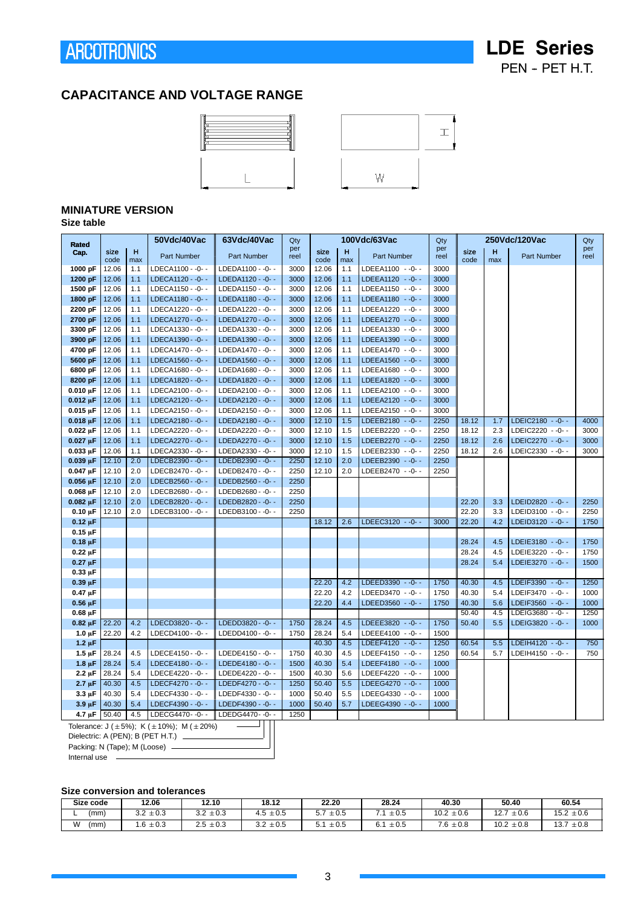## CAPACITANCE AND VOLTAGE RANGE

### MINIATURE VERSION

**Size table**

| Rated Cap. | size code | H max | 50Vdc/40Vac Part Number | 63Vdc/40Vac Part Number | Qty per reel | size code | H max | 100Vdc/63Vac Part Number | Qty per reel | size code | H max | 250Vdc/120Vac Part Number | Qty per reel |
|---|---|---|---|---|---|---|---|---|---|---|---|---|---|
| **1000 pF** | 12.06 | 1.1 | LDECA1100 - -0- - | LDEDA1100 - -0- - | 3000 | 12.06 | 1.1 | LDEEA1100 - -0- - | 3000 | | | | |
| **1200 pF** | 12.06 | 1.1 | LDECA1120 - -0- - | LDEDA1120 - -0- - | 3000 | 12.06 | 1.1 | LDEEA1120 - -0- - | 3000 | | | | |
| **1500 pF** | 12.06 | 1.1 | LDECA1150 - -0- - | LDEDA1150 - -0- - | 3000 | 12.06 | 1.1 | LDEEA1150 - -0- - | 3000 | | | | |
| **1800 pF** | 12.06 | 1.1 | LDECA1180 - -0- - | LDEDA1180 - -0- - | 3000 | 12.06 | 1.1 | LDEEA1180 - -0- - | 3000 | | | | |
| **2200 pF** | 12.06 | 1.1 | LDECA1220 - -0- - | LDEDA1220 - -0- - | 3000 | 12.06 | 1.1 | LDEEA1220 - -0- - | 3000 | | | | |
| **2700 pF** | 12.06 | 1.1 | LDECA1270 - -0- - | LDEDA1270 - -0- - | 3000 | 12.06 | 1.1 | LDEEA1270 - -0- - | 3000 | | | | |
| **3300 pF** | 12.06 | 1.1 | LDECA1330 - -0- - | LDEDA1330 - -0- - | 3000 | 12.06 | 1.1 | LDEEA1330 - -0- - | 3000 | | | | |
| **3900 pF** | 12.06 | 1.1 | LDECA1390 - -0- - | LDEDA1390 - -0- - | 3000 | 12.06 | 1.1 | LDEEA1390 - -0- - | 3000 | | | | |
| **4700 pF** | 12.06 | 1.1 | LDECA1470 - -0- - | LDEDA1470 - -0- - | 3000 | 12.06 | 1.1 | LDEEA1470 - -0- - | 3000 | | | | |
| **5600 pF** | 12.06 | 1.1 | LDECA1560 - -0- - | LDEDA1560 - -0- - | 3000 | 12.06 | 1.1 | LDEEA1560 - -0- - | 3000 | | | | |
| **6800 pF** | 12.06 | 1.1 | LDECA1680 - -0- - | LDEDA1680 - -0- - | 3000 | 12.06 | 1.1 | LDEEA1680 - -0- - | 3000 | | | | |
| **8200 pF** | 12.06 | 1.1 | LDECA1820 - -0- - | LDEDA1820 - -0- - | 3000 | 12.06 | 1.1 | LDEEA1820 - -0- - | 3000 | | | | |
| **0.010 µF** | 12.06 | 1.1 | LDECA2100 - -0- - | LDEDA2100 - -0- - | 3000 | 12.06 | 1.1 | LDEEA2100 - -0- - | 3000 | | | | |
| **0.012 µF** | 12.06 | 1.1 | LDECA2120 - -0- - | LDEDA2120 - -0- - | 3000 | 12.06 | 1.1 | LDEEA2120 - -0- - | 3000 | | | | |
| **0.015 µF** | 12.06 | 1.1 | LDECA2150 - -0- - | LDEDA2150 - -0- - | 3000 | 12.06 | 1.1 | LDEEA2150 - -0- - | 3000 | | | | |
| **0.018 µF** | 12.06 | 1.1 | LDECA2180 - -0- - | LDEDA2180 - -0- - | 3000 | 12.10 | 1.5 | LDEEB2180 - -0- - | 2250 | 18.12 | 1.7 | LDEIC2180 - -0- - | 4000 |
| **0.022 µF** | 12.06 | 1.1 | LDECA2220 - -0- - | LDEDA2220 - -0- - | 3000 | 12.10 | 1.5 | LDEEB2220 - -0- - | 2250 | 18.12 | 2.3 | LDEIC2220 - -0- - | 3000 |
| **0.027 µF** | 12.06 | 1.1 | LDECA2270 - -0- - | LDEDA2270 - -0- - | 3000 | 12.10 | 1.5 | LDEEB2270 - -0- - | 2250 | 18.12 | 2.6 | LDEIC2270 - -0- - | 3000 |
| **0.033 µF** | 12.06 | 1.1 | LDECA2330 - -0- - | LDEDA2330 - -0- - | 3000 | 12.10 | 1.5 | LDEEB2330 - -0- - | 2250 | 18.12 | 2.6 | LDEIC2330 - -0- - | 3000 |
| **0.039 µF** | 12.10 | 2.0 | LDECB2390 - -0- - | LDEDB2390 - -0- - | 2250 | 12.10 | 2.0 | LDEEB2390 - -0- - | 2250 | | | | |
| **0.047 µF** | 12.10 | 2.0 | LDECB2470 - -0- - | LDEDB2470 - -0- - | 2250 | 12.10 | 2.0 | LDEEB2470 - -0- - | 2250 | | | | |
| **0.056 µF** | 12.10 | 2.0 | LDECB2560 - -0- - | LDEDB2560 - -0- - | 2250 | | | | | | | | |
| **0.068 µF** | 12.10 | 2.0 | LDECB2680 - -0- - | LDEDB2680 - -0- - | 2250 | | | | | | | | |
| **0.082 µF** | 12.10 | 2.0 | LDECB2820 - -0- - | LDEDB2820 - -0- - | 2250 | | | | | 22.20 | 3.3 | LDEID2820 - -0- - | 2250 |
| **0.10 µF** | 12.10 | 2.0 | LDECB3100 - -0- - | LDEDB3100 - -0- - | 2250 | | | | | 22.20 | 3.3 | LDEID3100 - -0- - | 2250 |
| **0.12 µF** | | | | | | 18.12 | 2.6 | LDEEC3120 - -0- - | 3000 | 22.20 | 4.2 | LDEID3120 - -0- - | 1750 |
| **0.15 µF** | | | | | | | | | | | | | |
| **0.18 µF** | | | | | | | | | | 28.24 | 4.5 | LDEIE3180 - -0- - | 1750 |
| **0.22 µF** | | | | | | | | | | 28.24 | 4.5 | LDEIE3220 - -0- - | 1750 |
| **0.27 µF** | | | | | | | | | | 28.24 | 5.4 | LDEIE3270 - -0- - | 1500 |
| **0.33 µF** | | | | | | | | | | | | | |
| **0.39 µF** | | | | | | 22.20 | 4.2 | LDEED3390 - -0- - | 1750 | 40.30 | 4.5 | LDEIF3390 - -0- - | 1250 |
| **0.47 µF** | | | | | | 22.20 | 4.2 | LDEED3470 - -0- - | 1750 | 40.30 | 5.4 | LDEIF3470 - -0- - | 1000 |
| **0.56 µF** | | | | | | 22.20 | 4.4 | LDEED3560 - -0- - | 1750 | 40.30 | 5.6 | LDEIF3560 - -0- - | 1000 |
| **0.68 µF** | | | | | | | | | | 50.40 | 4.5 | LDEIG3680 - -0- - | 1250 |
| **0.82 µF** | 22.20 | 4.2 | LDECD3820 - -0- - | LDEDD3820 - -0- - | 1750 | 28.24 | 4.5 | LDEEE3820 - -0- - | 1750 | 50.40 | 5.5 | LDEIG3820 - -0- - | 1000 |
| **1.0 µF** | 22.20 | 4.2 | LDECD4100 - -0- - | LDEDD4100 - -0- - | 1750 | 28.24 | 5.4 | LDEEE4100 - -0- - | 1500 | | | | |
| **1.2 µF** | | | | | | 40.30 | 4.5 | LDEEF4120 - -0- - | 1250 | 60.54 | 5.5 | LDEIH4120 - -0- - | 750 |
| **1.5 µF** | 28.24 | 4.5 | LDECE4150 - -0- - | LDEDE4150 - -0- - | 1750 | 40.30 | 4.5 | LDEEF4150 - -0- - | 1250 | 60.54 | 5.7 | LDEIH4150 - -0- - | 750 |
| **1.8 µF** | 28.24 | 5.4 | LDECE4180 - -0- - | LDEDE4180 - -0- - | 1500 | 40.30 | 5.4 | LDEEF4180 - -0- - | 1000 | | | | |
| **2.2 µF** | 28.24 | 5.4 | LDECE4220 - -0- - | LDEDE4220 - -0- - | 1500 | 40.30 | 5.6 | LDEEF4220 - -0- - | 1000 | | | | |
| **2.7 µF** | 40.30 | 4.5 | LDECF4270 - -0- - | LDEDF4270 - -0- - | 1250 | 50.40 | 5.5 | LDEEG4270 - -0- - | 1000 | | | | |
| **3.3 µF** | 40.30 | 5.4 | LDECF4330 - -0- - | LDEDF4330 - -0- - | 1000 | 50.40 | 5.5 | LDEEG4330 - -0- - | 1000 | | | | |
| **3.9 µF** | 40.30 | 5.4 | LDECF4390 - -0- - | LDEDF4390 - -0- - | 1000 | 50.40 | 5.7 | LDEEG4390 - -0- - | 1000 | | | | |
| **4.7 µF** | 50.40 | 4.5 | LDECG4470 - -0- - | LDEDG4470 - -0- - | 1250 | | | | | | | | |

Tolerance: J (±5%); K (±10%); M (±20%)
Dielectric: A (PEN); B (PET H.T.)
Packing: N (Tape); M (Loose)
Internal use

### Size conversion and tolerances

| Size code | 12.06 | 12.10 | 18.12 | 22.20 | 28.24 | 40.30 | 50.40 | 60.54 |
|---|---|---|---|---|---|---|---|---|
| L (mm) | 3.2 ±0.3 | 3.2 ±0.3 | 4.5 ±0.5 | 5.7 ±0.5 | 7.1 ±0.5 | 10.2 ±0.6 | 12.7 ±0.6 | 15.2 ±0.6 |
| W (mm) | 1.6 ±0.3 | 2.5 ±0.3 | 3.2 ±0.5 | 5.1 ±0.5 | 6.1 ±0.5 | 7.6 ±0.8 | 10.2 ±0.8 | 13.7 ±0.8 |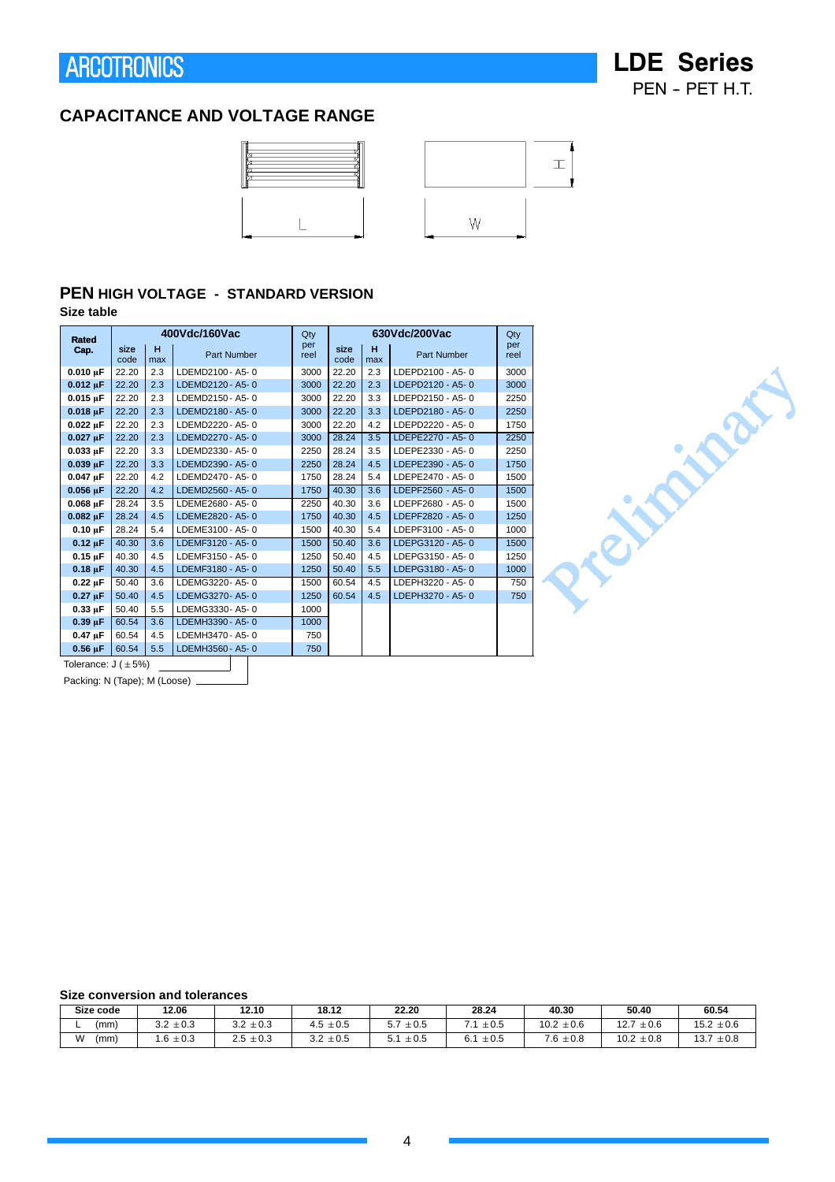# LDE Series

PEN - PET H.T.

## CAPACITANCE AND VOLTAGE RANGE

### PEN HIGH VOLTAGE - STANDARD VERSION

**Size table**

| Rated Cap. | 400Vdc/160Vac | | | Qty per reel | 630Vdc/200Vac | | | Qty per reel |
|---|---|---|---|---|---|---|---|---|
| | size code | H max | Part Number | | size code | H max | Part Number | |
| **0.010 µF** | 22.20 | 2.3 | LDEMD2100 - A5- 0 | 3000 | 22.20 | 2.3 | LDEPD2100 - A5- 0 | 3000 |
| **0.012 µF** | 22.20 | 2.3 | LDEMD2120 - A5- 0 | 3000 | 22.20 | 2.3 | LDEPD2120 - A5- 0 | 3000 |
| **0.015 µF** | 22.20 | 2.3 | LDEMD2150 - A5- 0 | 3000 | 22.20 | 3.3 | LDEPD2150 - A5- 0 | 2250 |
| **0.018 µF** | 22.20 | 2.3 | LDEMD2180 - A5- 0 | 3000 | 22.20 | 3.3 | LDEPD2180 - A5- 0 | 2250 |
| **0.022 µF** | 22.20 | 2.3 | LDEMD2220 - A5- 0 | 3000 | 22.20 | 4.2 | LDEPD2220 - A5- 0 | 1750 |
| **0.027 µF** | 22.20 | 2.3 | LDEMD2270 - A5- 0 | 3000 | 28.24 | 3.5 | LDEPE2270 - A5- 0 | 2250 |
| **0.033 µF** | 22.20 | 3.3 | LDEMD2330 - A5- 0 | 2250 | 28.24 | 3.5 | LDEPE2330 - A5- 0 | 2250 |
| **0.039 µF** | 22.20 | 3.3 | LDEMD2390 - A5- 0 | 2250 | 28.24 | 4.5 | LDEPE2390 - A5- 0 | 1750 |
| **0.047 µF** | 22.20 | 4.2 | LDEMD2470 - A5- 0 | 1750 | 28.24 | 5.4 | LDEPE2470 - A5- 0 | 1500 |
| **0.056 µF** | 22.20 | 4.2 | LDEMD2560 - A5- 0 | 1750 | 40.30 | 3.6 | LDEPF2560 - A5- 0 | 1500 |
| **0.068 µF** | 28.24 | 3.5 | LDEME2680 - A5- 0 | 2250 | 40.30 | 3.6 | LDEPF2680 - A5- 0 | 1500 |
| **0.082 µF** | 28.24 | 4.5 | LDEME2820 - A5- 0 | 1750 | 40.30 | 4.5 | LDEPF2820 - A5- 0 | 1250 |
| **0.10 µF** | 28.24 | 5.4 | LDEME3100 - A5- 0 | 1500 | 40.30 | 5.4 | LDEPF3100 - A5- 0 | 1000 |
| **0.12 µF** | 40.30 | 3.6 | LDEMF3120 - A5- 0 | 1500 | 50.40 | 3.6 | LDEPG3120 - A5- 0 | 1500 |
| **0.15 µF** | 40.30 | 4.5 | LDEMF3150 - A5- 0 | 1250 | 50.40 | 4.5 | LDEPG3150 - A5- 0 | 1250 |
| **0.18 µF** | 40.30 | 4.5 | LDEMF3180 - A5- 0 | 1250 | 50.40 | 5.5 | LDEPG3180 - A5- 0 | 1000 |
| **0.22 µF** | 50.40 | 3.6 | LDEMG3220- A5- 0 | 1500 | 60.54 | 4.5 | LDEPH3220 - A5- 0 | 750 |
| **0.27 µF** | 50.40 | 4.5 | LDEMG3270- A5- 0 | 1250 | 60.54 | 4.5 | LDEPH3270 - A5- 0 | 750 |
| **0.33 µF** | 50.40 | 5.5 | LDEMG3330- A5- 0 | 1000 | | | | |
| **0.39 µF** | 60.54 | 3.6 | LDEMH3390 - A5- 0 | 1000 | | | | |
| **0.47 µF** | 60.54 | 4.5 | LDEMH3470 - A5- 0 | 750 | | | | |
| **0.56 µF** | 60.54 | 5.5 | LDEMH3560 - A5- 0 | 750 | | | | |

Tolerance: J (±5%)

Packing: N (Tape); M (Loose)

Preliminary

**Size conversion and tolerances**

| Size code | 12.06 | 12.10 | 18.12 | 22.20 | 28.24 | 40.30 | 50.40 | 60.54 |
|---|---|---|---|---|---|---|---|---|
| L (mm) | 3.2 ±0.3 | 3.2 ±0.3 | 4.5 ±0.5 | 5.7 ±0.5 | 7.1 ±0.5 | 10.2 ±0.6 | 12.7 ±0.6 | 15.2 ±0.6 |
| W (mm) | 1.6 ±0.3 | 2.5 ±0.3 | 3.2 ±0.5 | 5.1 ±0.5 | 6.1 ±0.5 | 7.6 ±0.8 | 10.2 ±0.8 | 13.7 ±0.8 |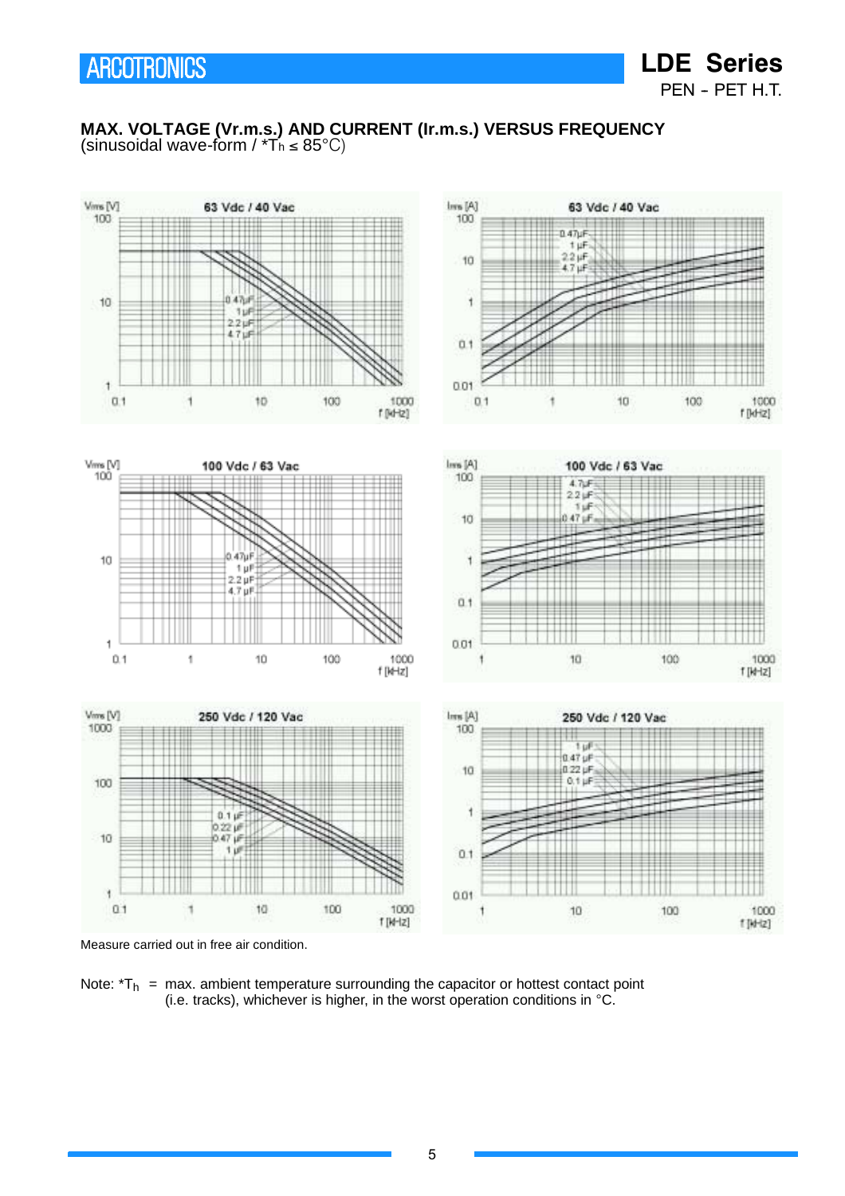# LDE Series

PEN - PET H.T.

**MAX. VOLTAGE (Vr.m.s.) AND CURRENT (Ir.m.s.) VERSUS FREQUENCY**
(sinusoidal wave-form / *$T_h \leq 85°C$)

63 Vdc / 40 Vac

Vrms [V]: 100, 10, 1 — f [kHz]: 0.1, 1, 10, 100, 1000 — 0.47 µF, 1 µF, 2.2 µF, 4.7 µF

Irms [A]: 100, 10, 1, 0.1, 0.01 — f [kHz]: 0.1, 1, 10, 100, 1000 — 0.47 µF, 1 µF, 2.2 µF, 4.7 µF

100 Vdc / 63 Vac

Vrms [V]: 100, 10, 1 — f [kHz]: 0.1, 1, 10, 100, 1000 — 0.47 µF, 1 µF, 2.2 µF, 4.7 µF

Irms [A]: 100, 10, 1, 0.1, 0.01 — f [kHz]: 1, 10, 100, 1000 — 4.7 µF, 2.2 µF, 1 µF, 0.47 µF

250 Vdc / 120 Vac

Vrms [V]: 1000, 100, 10, 1 — f [kHz]: 0.1, 1, 10, 100, 1000 — 0.1 µF, 0.22 µF, 0.47 µF, 1 µF

Irms [A]: 100, 10, 1, 0.1, 0.01 — f [kHz]: 1, 10, 100, 1000 — 1 µF, 0.47 µF, 0.22 µF, 0.1 µF

Measure carried out in free air condition.

Note: *$T_h$ = max. ambient temperature surrounding the capacitor or hottest contact point (i.e. tracks), whichever is higher, in the worst operation conditions in °C.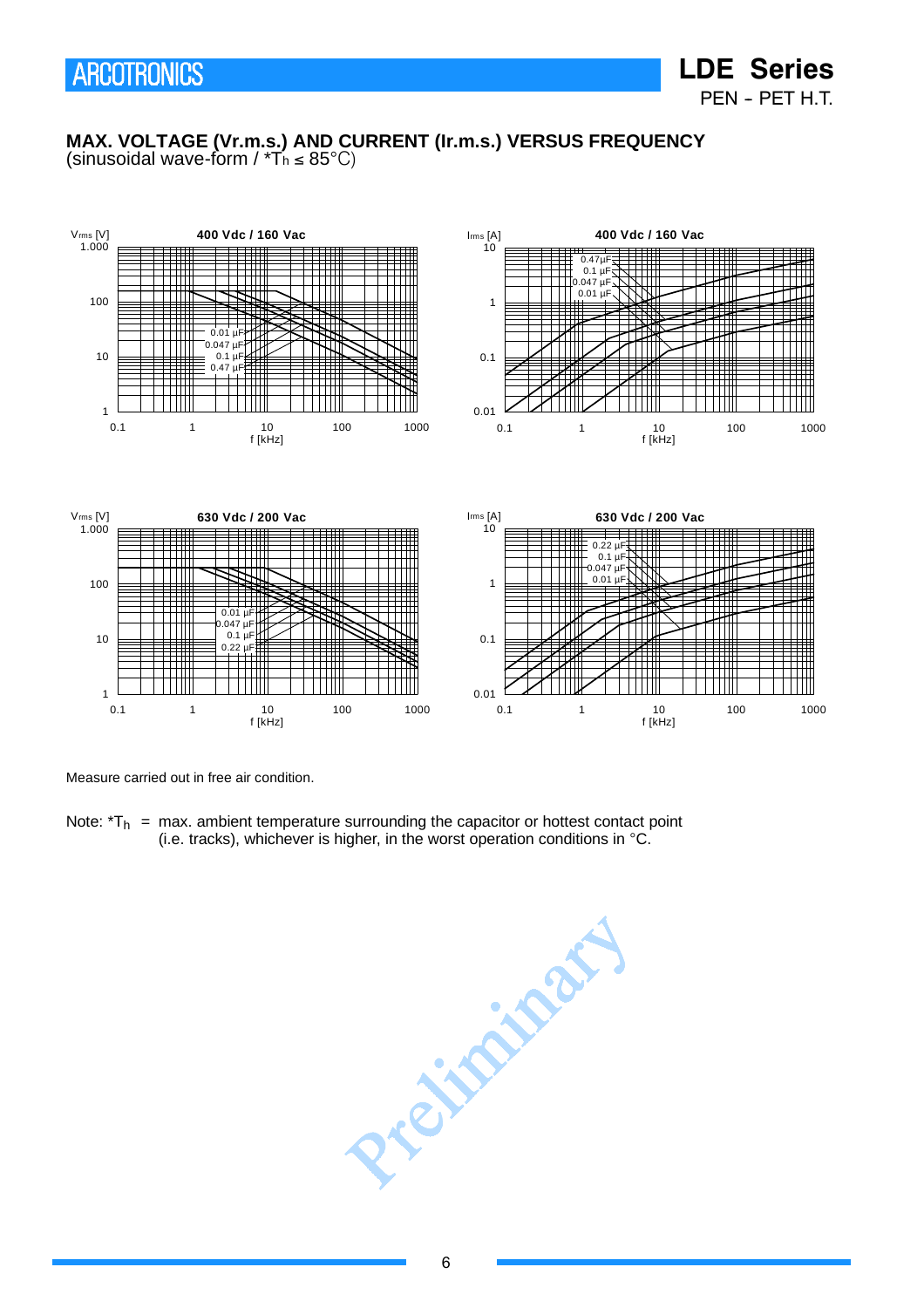## MAX. VOLTAGE (Vr.m.s.) AND CURRENT (Ir.m.s.) VERSUS FREQUENCY

(sinusoidal wave-form / *$T_h \leq 85°C$)

Vrms [V] — 400 Vdc / 160 Vac — 0.01 µF, 0.047 µF, 0.1 µF, 0.47 µF — f [kHz]

Irms [A] — 400 Vdc / 160 Vac — 0.47µF, 0.1 µF, 0.047 µF, 0.01 µF — f [kHz]

Vrms [V] — 630 Vdc / 200 Vac — 0.01 µF, 0.047 µF, 0.1 µF, 0.22 µF — f [kHz]

Irms [A] — 630 Vdc / 200 Vac — 0.22 µF, 0.1 µF, 0.047 µF, 0.01 µF — f [kHz]

Measure carried out in free air condition.

Note: *$T_h$ = max. ambient temperature surrounding the capacitor or hottest contact point (i.e. tracks), whichever is higher, in the worst operation conditions in °C.

Preliminary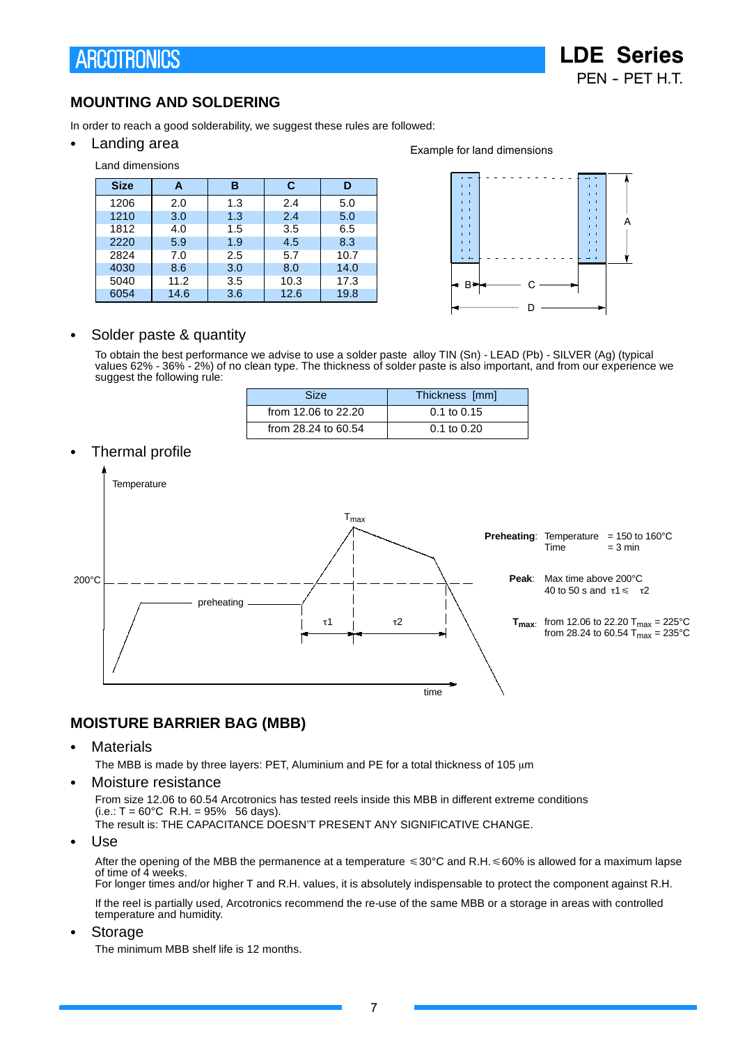## MOUNTING AND SOLDERING

In order to reach a good solderability, we suggest these rules are followed:

- Landing area

Land dimensions

| Size | A | B | C | D |
|---|---|---|---|---|
| 1206 | 2.0 | 1.3 | 2.4 | 5.0 |
| 1210 | 3.0 | 1.3 | 2.4 | 5.0 |
| 1812 | 4.0 | 1.5 | 3.5 | 6.5 |
| 2220 | 5.9 | 1.9 | 4.5 | 8.3 |
| 2824 | 7.0 | 2.5 | 5.7 | 10.7 |
| 4030 | 8.6 | 3.0 | 8.0 | 14.0 |
| 5040 | 11.2 | 3.5 | 10.3 | 17.3 |
| 6054 | 14.6 | 3.6 | 12.6 | 19.8 |

Example for land dimensions

A B C D

- Solder paste & quantity

To obtain the best performance we advise to use a solder paste alloy TIN (Sn) - LEAD (Pb) - SILVER (Ag) (typical values 62% - 36% - 2%) of no clean type. The thickness of solder paste is also important, and from our experience we suggest the following rule:

| Size | Thickness [mm] |
|---|---|
| from 12.06 to 22.20 | 0.1 to 0.15 |
| from 28.24 to 60.54 | 0.1 to 0.20 |

- Thermal profile

Temperature, $T_{max}$, 200°C, preheating, $\tau 1$, $\tau 2$, time

**Preheating**: Temperature = 150 to 160°C
Time = 3 min

**Peak**: Max time above 200°C
40 to 50 s and $\tau 1 \leq \tau 2$

**$T_{max}$**: from 12.06 to 22.20 $T_{max}$ = 225°C
from 28.24 to 60.54 $T_{max}$ = 235°C

## MOISTURE BARRIER BAG (MBB)

- Materials

The MBB is made by three layers: PET, Aluminium and PE for a total thickness of 105 μm

- Moisture resistance

From size 12.06 to 60.54 Arcotronics has tested reels inside this MBB in different extreme conditions (i.e.: T = 60°C R.H. = 95% 56 days).
The result is: THE CAPACITANCE DOESN'T PRESENT ANY SIGNIFICATIVE CHANGE.

- Use

After the opening of the MBB the permanence at a temperature ≤30°C and R.H.≤60% is allowed for a maximum lapse of time of 4 weeks.
For longer times and/or higher T and R.H. values, it is absolutely indispensable to protect the component against R.H.

If the reel is partially used, Arcotronics recommend the re-use of the same MBB or a storage in areas with controlled temperature and humidity.

- Storage

The minimum MBB shelf life is 12 months.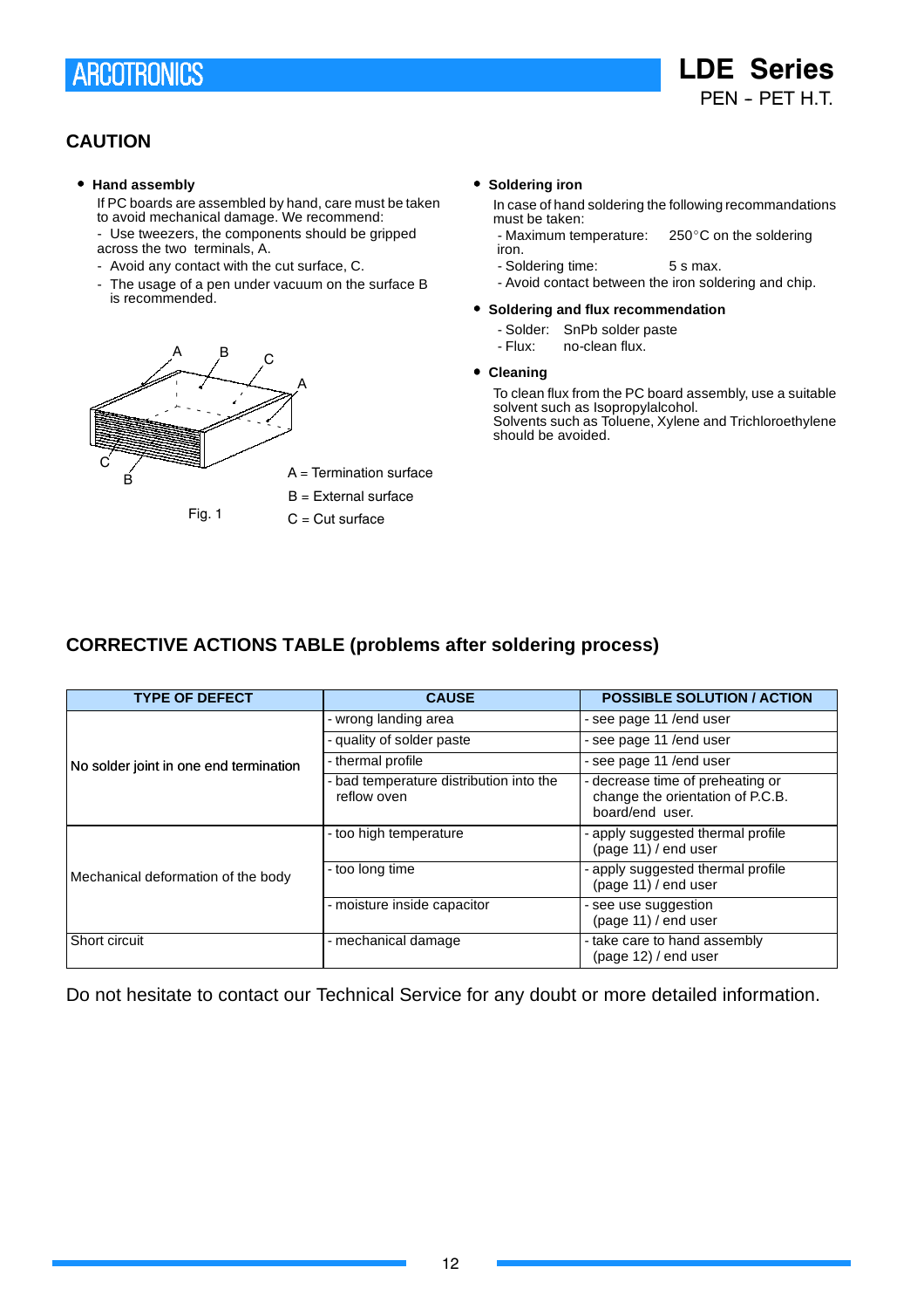## CAUTION

- **Hand assembly**

  If PC boards are assembled by hand, care must be taken to avoid mechanical damage. We recommend:
  - Use tweezers, the components should be gripped across the two terminals, A.
  - Avoid any contact with the cut surface, C.
  - The usage of a pen under vacuum on the surface B is recommended.

A B C A

C B

A = Termination surface

B = External surface

C = Cut surface

Fig. 1

- **Soldering iron**

  In case of hand soldering the following recommandations must be taken:
  - Maximum temperature: 250°C on the soldering iron.
  - Soldering time: 5 s max.
  - Avoid contact between the iron soldering and chip.

- **Soldering and flux recommendation**
  - Solder: SnPb solder paste
  - Flux: no-clean flux.

- **Cleaning**

  To clean flux from the PC board assembly, use a suitable solvent such as Isopropylalcohol.
  Solvents such as Toluene, Xylene and Trichloroethylene should be avoided.

## CORRECTIVE ACTIONS TABLE (problems after soldering process)

| TYPE OF DEFECT | CAUSE | POSSIBLE SOLUTION / ACTION |
|---|---|---|
| No solder joint in one end termination | - wrong landing area | - see page 11 /end user |
| | - quality of solder paste | - see page 11 /end user |
| | - thermal profile | - see page 11 /end user |
| | - bad temperature distribution into the reflow oven | - decrease time of preheating or change the orientation of P.C.B. board/end user. |
| Mechanical deformation of the body | - too high temperature | - apply suggested thermal profile (page 11) / end user |
| | - too long time | - apply suggested thermal profile (page 11) / end user |
| | - moisture inside capacitor | - see use suggestion (page 11) / end user |
| Short circuit | - mechanical damage | - take care to hand assembly (page 12) / end user |

Do not hesitate to contact our Technical Service for any doubt or more detailed information.